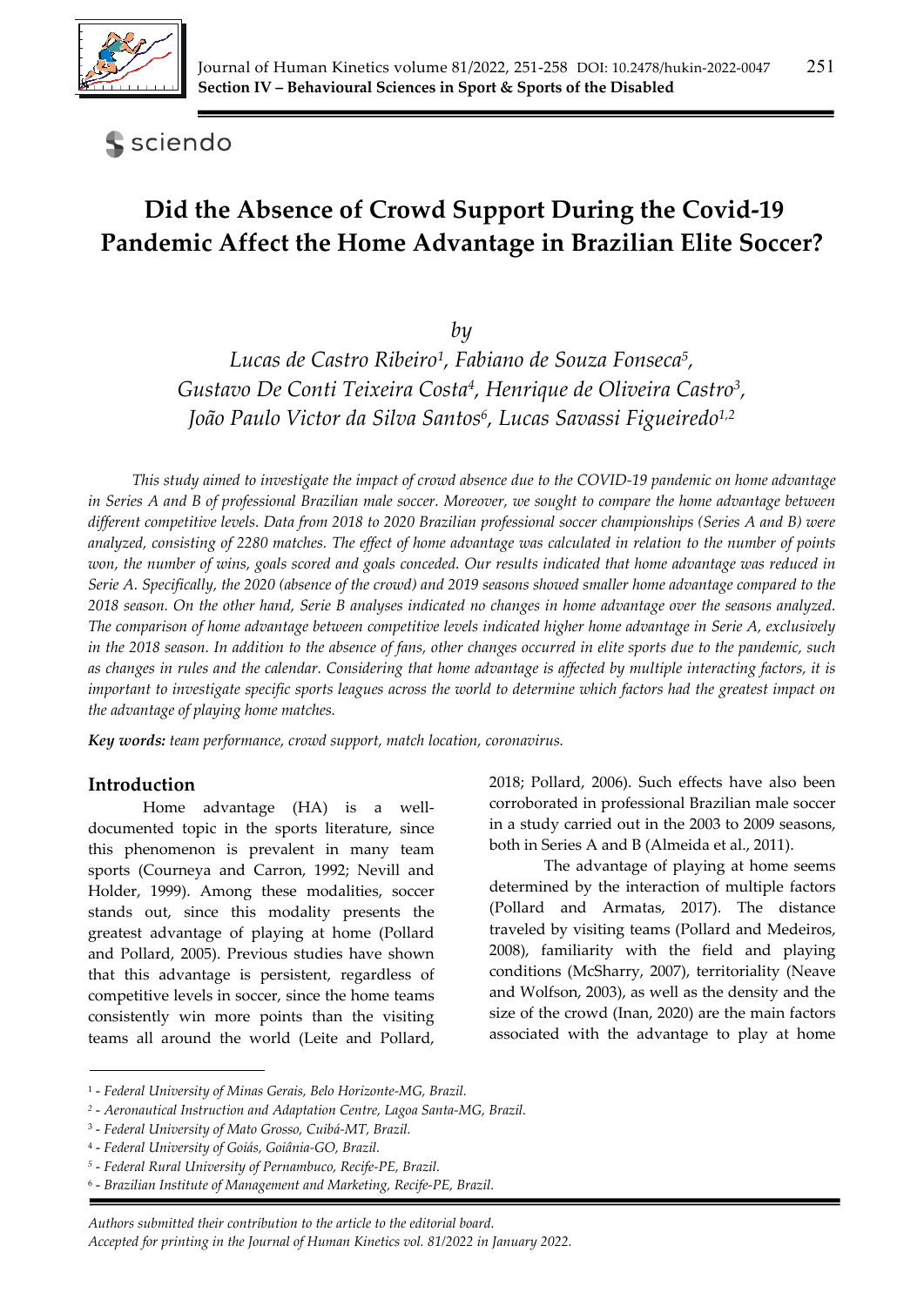# Did the Absence of Crowd Support During the Covid-19 Pandemic Affect the Home Advantage in Brazilian Elite Soccer?

*by*

*Lucas de Castro Ribeiro[1], Fabiano de Souza Fonseca[5], Gustavo De Conti Teixeira Costa[4], Henrique de Oliveira Castro[3], João Paulo Victor da Silva Santos[6], Lucas Savassi Figueiredo[1,2]*

*This study aimed to investigate the impact of crowd absence due to the COVID-19 pandemic on home advantage in Series A and B of professional Brazilian male soccer. Moreover, we sought to compare the home advantage between different competitive levels. Data from 2018 to 2020 Brazilian professional soccer championships (Series A and B) were analyzed, consisting of 2280 matches. The effect of home advantage was calculated in relation to the number of points won, the number of wins, goals scored and goals conceded. Our results indicated that home advantage was reduced in Serie A. Specifically, the 2020 (absence of the crowd) and 2019 seasons showed smaller home advantage compared to the 2018 season. On the other hand, Serie B analyses indicated no changes in home advantage over the seasons analyzed. The comparison of home advantage between competitive levels indicated higher home advantage in Serie A, exclusively in the 2018 season. In addition to the absence of fans, other changes occurred in elite sports due to the pandemic, such as changes in rules and the calendar. Considering that home advantage is affected by multiple interacting factors, it is important to investigate specific sports leagues across the world to determine which factors had the greatest impact on the advantage of playing home matches.*

***Key words:** team performance, crowd support, match location, coronavirus.*

## Introduction

Home advantage (HA) is a well-documented topic in the sports literature, since this phenomenon is prevalent in many team sports (Courneya and Carron, 1992; Nevill and Holder, 1999). Among these modalities, soccer stands out, since this modality presents the greatest advantage of playing at home (Pollard and Pollard, 2005). Previous studies have shown that this advantage is persistent, regardless of competitive levels in soccer, since the home teams consistently win more points than the visiting teams all around the world (Leite and Pollard, 2018; Pollard, 2006). Such effects have also been corroborated in professional Brazilian male soccer in a study carried out in the 2003 to 2009 seasons, both in Series A and B (Almeida et al., 2011).

The advantage of playing at home seems determined by the interaction of multiple factors (Pollard and Armatas, 2017). The distance traveled by visiting teams (Pollard and Medeiros, 2008), familiarity with the field and playing conditions (McSharry, 2007), territoriality (Neave and Wolfson, 2003), as well as the density and the size of the crowd (Inan, 2020) are the main factors associated with the advantage to play at home

[1] - *Federal University of Minas Gerais, Belo Horizonte-MG, Brazil.*
[2] - *Aeronautical Instruction and Adaptation Centre, Lagoa Santa-MG, Brazil.*
[3] - *Federal University of Mato Grosso, Cuibá-MT, Brazil.*
[4] - *Federal University of Goiás, Goiânia-GO, Brazil.*
[5] - *Federal Rural University of Pernambuco, Recife-PE, Brazil.*
[6] - *Brazilian Institute of Management and Marketing, Recife-PE, Brazil.*

*Authors submitted their contribution to the article to the editorial board.*
*Accepted for printing in the Journal of Human Kinetics vol. 81/2022 in January 2022.*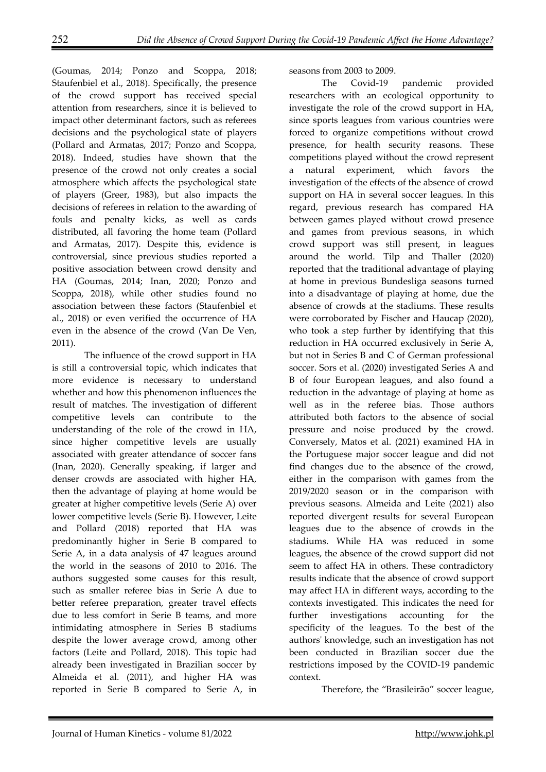(Goumas, 2014; Ponzo and Scoppa, 2018; Staufenbiel et al., 2018). Specifically, the presence of the crowd support has received special attention from researchers, since it is believed to impact other determinant factors, such as referees decisions and the psychological state of players (Pollard and Armatas, 2017; Ponzo and Scoppa, 2018). Indeed, studies have shown that the presence of the crowd not only creates a social atmosphere which affects the psychological state of players (Greer, 1983), but also impacts the decisions of referees in relation to the awarding of fouls and penalty kicks, as well as cards distributed, all favoring the home team (Pollard and Armatas, 2017). Despite this, evidence is controversial, since previous studies reported a positive association between crowd density and HA (Goumas, 2014; Inan, 2020; Ponzo and Scoppa, 2018), while other studies found no association between these factors (Staufenbiel et al., 2018) or even verified the occurrence of HA even in the absence of the crowd (Van De Ven, 2011).

The influence of the crowd support in HA is still a controversial topic, which indicates that more evidence is necessary to understand whether and how this phenomenon influences the result of matches. The investigation of different competitive levels can contribute to the understanding of the role of the crowd in HA, since higher competitive levels are usually associated with greater attendance of soccer fans (Inan, 2020). Generally speaking, if larger and denser crowds are associated with higher HA, then the advantage of playing at home would be greater at higher competitive levels (Serie A) over lower competitive levels (Serie B). However, Leite and Pollard (2018) reported that HA was predominantly higher in Serie B compared to Serie A, in a data analysis of 47 leagues around the world in the seasons of 2010 to 2016. The authors suggested some causes for this result, such as smaller referee bias in Serie A due to better referee preparation, greater travel effects due to less comfort in Serie B teams, and more intimidating atmosphere in Series B stadiums despite the lower average crowd, among other factors (Leite and Pollard, 2018). This topic had already been investigated in Brazilian soccer by Almeida et al. (2011), and higher HA was reported in Serie B compared to Serie A, in seasons from 2003 to 2009.

The Covid-19 pandemic provided researchers with an ecological opportunity to investigate the role of the crowd support in HA, since sports leagues from various countries were forced to organize competitions without crowd presence, for health security reasons. These competitions played without the crowd represent a natural experiment, which favors the investigation of the effects of the absence of crowd support on HA in several soccer leagues. In this regard, previous research has compared HA between games played without crowd presence and games from previous seasons, in which crowd support was still present, in leagues around the world. Tilp and Thaller (2020) reported that the traditional advantage of playing at home in previous Bundesliga seasons turned into a disadvantage of playing at home, due the absence of crowds at the stadiums. These results were corroborated by Fischer and Haucap (2020), who took a step further by identifying that this reduction in HA occurred exclusively in Serie A, but not in Series B and C of German professional soccer. Sors et al. (2020) investigated Series A and B of four European leagues, and also found a reduction in the advantage of playing at home as well as in the referee bias. Those authors attributed both factors to the absence of social pressure and noise produced by the crowd. Conversely, Matos et al. (2021) examined HA in the Portuguese major soccer league and did not find changes due to the absence of the crowd, either in the comparison with games from the 2019/2020 season or in the comparison with previous seasons. Almeida and Leite (2021) also reported divergent results for several European leagues due to the absence of crowds in the stadiums. While HA was reduced in some leagues, the absence of the crowd support did not seem to affect HA in others. These contradictory results indicate that the absence of crowd support may affect HA in different ways, according to the contexts investigated. This indicates the need for further investigations accounting for the specificity of the leagues. To the best of the authors' knowledge, such an investigation has not been conducted in Brazilian soccer due the restrictions imposed by the COVID-19 pandemic context.

Therefore, the "Brasileirão" soccer league,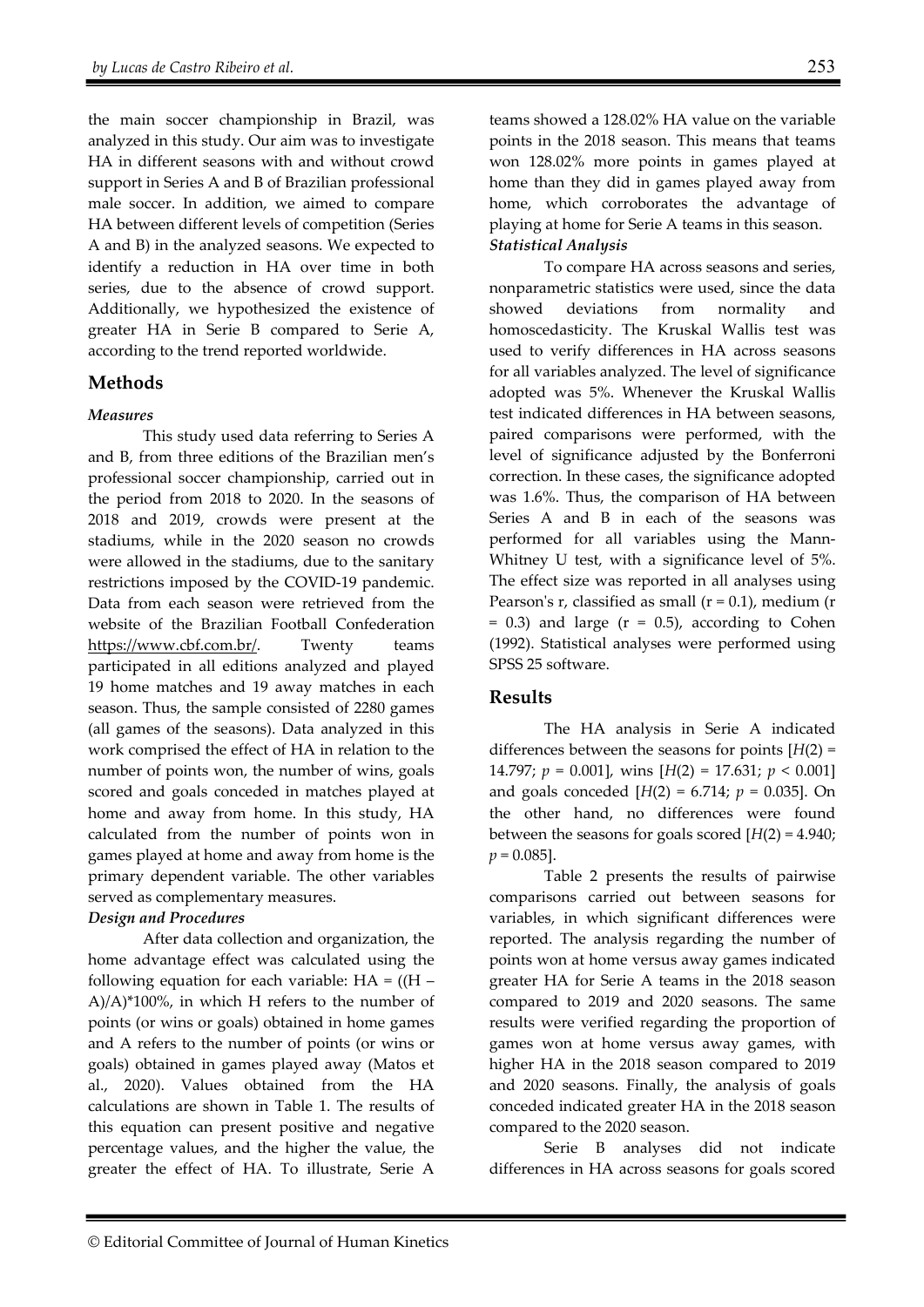the main soccer championship in Brazil, was analyzed in this study. Our aim was to investigate HA in different seasons with and without crowd support in Series A and B of Brazilian professional male soccer. In addition, we aimed to compare HA between different levels of competition (Series A and B) in the analyzed seasons. We expected to identify a reduction in HA over time in both series, due to the absence of crowd support. Additionally, we hypothesized the existence of greater HA in Serie B compared to Serie A, according to the trend reported worldwide.

## Methods

### *Measures*

This study used data referring to Series A and B, from three editions of the Brazilian men's professional soccer championship, carried out in the period from 2018 to 2020. In the seasons of 2018 and 2019, crowds were present at the stadiums, while in the 2020 season no crowds were allowed in the stadiums, due to the sanitary restrictions imposed by the COVID-19 pandemic. Data from each season were retrieved from the website of the Brazilian Football Confederation https://www.cbf.com.br/. Twenty teams participated in all editions analyzed and played 19 home matches and 19 away matches in each season. Thus, the sample consisted of 2280 games (all games of the seasons). Data analyzed in this work comprised the effect of HA in relation to the number of points won, the number of wins, goals scored and goals conceded in matches played at home and away from home. In this study, HA calculated from the number of points won in games played at home and away from home is the primary dependent variable. The other variables served as complementary measures.

### *Design and Procedures*

After data collection and organization, the home advantage effect was calculated using the following equation for each variable: HA = ((H – A)/A)*100%, in which H refers to the number of points (or wins or goals) obtained in home games and A refers to the number of points (or wins or goals) obtained in games played away (Matos et al., 2020). Values obtained from the HA calculations are shown in Table 1. The results of this equation can present positive and negative percentage values, and the higher the value, the greater the effect of HA. To illustrate, Serie A teams showed a 128.02% HA value on the variable points in the 2018 season. This means that teams won 128.02% more points in games played at home than they did in games played away from home, which corroborates the advantage of playing at home for Serie A teams in this season.

### *Statistical Analysis*

To compare HA across seasons and series, nonparametric statistics were used, since the data showed deviations from normality and homoscedasticity. The Kruskal Wallis test was used to verify differences in HA across seasons for all variables analyzed. The level of significance adopted was 5%. Whenever the Kruskal Wallis test indicated differences in HA between seasons, paired comparisons were performed, with the level of significance adjusted by the Bonferroni correction. In these cases, the significance adopted was 1.6%. Thus, the comparison of HA between Series A and B in each of the seasons was performed for all variables using the Mann-Whitney U test, with a significance level of 5%. The effect size was reported in all analyses using Pearson's r, classified as small (r = 0.1), medium (r = 0.3) and large (r = 0.5), according to Cohen (1992). Statistical analyses were performed using SPSS 25 software.

## Results

The HA analysis in Serie A indicated differences between the seasons for points [$H(2)$ = 14.797; $p$ = 0.001], wins [$H(2)$ = 17.631; $p < 0.001$] and goals conceded [$H(2)$ = 6.714; $p$ = 0.035]. On the other hand, no differences were found between the seasons for goals scored [$H(2)$ = 4.940; $p$ = 0.085].

Table 2 presents the results of pairwise comparisons carried out between seasons for variables, in which significant differences were reported. The analysis regarding the number of points won at home versus away games indicated greater HA for Serie A teams in the 2018 season compared to 2019 and 2020 seasons. The same results were verified regarding the proportion of games won at home versus away games, with higher HA in the 2018 season compared to 2019 and 2020 seasons. Finally, the analysis of goals conceded indicated greater HA in the 2018 season compared to the 2020 season.

Serie B analyses did not indicate differences in HA across seasons for goals scored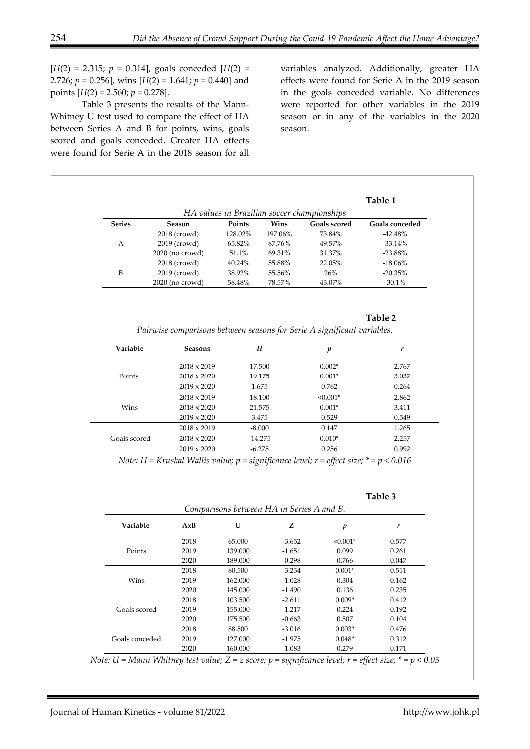[$H(2) = 2.315$; $p = 0.314$], goals conceded [$H(2) = 2.726$; $p = 0.256$], wins [$H(2) = 1.641$; $p = 0.440$] and points [$H(2) = 2.560$; $p = 0.278$].

Table 3 presents the results of the Mann-Whitney U test used to compare the effect of HA between Series A and B for points, wins, goals scored and goals conceded. Greater HA effects were found for Serie A in the 2018 season for all variables analyzed. Additionally, greater HA effects were found for Serie A in the 2019 season in the goals conceded variable. No differences were reported for other variables in the 2019 season or in any of the variables in the 2020 season.

**Table 1**

*HA values in Brazilian soccer championships*

| Series | Season | Points | Wins | Goals scored | Goals conceded |
|---|---|---|---|---|---|
| A | 2018 (crowd) | 128.02% | 197.06% | 73.84% | -42.48% |
| | 2019 (crowd) | 65.82% | 87.76% | 49.57% | -33.14% |
| | 2020 (no crowd) | 51.1% | 69.31% | 31.37% | -23.88% |
| B | 2018 (crowd) | 40.24% | 55.88% | 22.05% | -18.06% |
| | 2019 (crowd) | 38.92% | 55.56% | 26% | -20.35% |
| | 2020 (no crowd) | 58.48% | 78.57% | 43.07% | -30.1% |

**Table 2**

*Pairwise comparisons between seasons for Serie A significant variables.*

| Variable | Seasons | *H* | *p* | *r* |
|---|---|---|---|---|
| Points | 2018 x 2019 | 17.500 | 0.002* | 2.767 |
| | 2018 x 2020 | 19.175 | 0.001* | 3.032 |
| | 2019 x 2020 | 1.675 | 0.762 | 0.264 |
| Wins | 2018 x 2019 | 18.100 | <0.001* | 2.862 |
| | 2018 x 2020 | 21.575 | 0.001* | 3.411 |
| | 2019 x 2020 | 3.475 | 0.529 | 0.549 |
| Goals scored | 2018 x 2019 | -8.000 | 0.147 | 1.265 |
| | 2018 x 2020 | -14.275 | 0.010* | 2.257 |
| | 2019 x 2020 | -6.275 | 0.256 | 0.992 |

*Note: H = Kruskal Wallis value; p = significance level; r = effect size; * = p < 0.016*

**Table 3**

*Comparisons between HA in Series A and B.*

| Variable | AxB | U | Z | *p* | *r* |
|---|---|---|---|---|---|
| Points | 2018 | 65.000 | -3.652 | <0.001* | 0.577 |
| | 2019 | 139.000 | -1.651 | 0.099 | 0.261 |
| | 2020 | 189.000 | -0.298 | 0.766 | 0.047 |
| Wins | 2018 | 80.500 | -3.234 | 0.001* | 0.511 |
| | 2019 | 162.000 | -1.028 | 0.304 | 0.162 |
| | 2020 | 145.000 | -1.490 | 0.136 | 0.235 |
| Goals scored | 2018 | 103.500 | -2.611 | 0.009* | 0.412 |
| | 2019 | 155.000 | -1.217 | 0.224 | 0.192 |
| | 2020 | 175.500 | -0.663 | 0.507 | 0.104 |
| Goals conceded | 2018 | 88.500 | -3.016 | 0.003* | 0.476 |
| | 2019 | 127.000 | -1.975 | 0.048* | 0.312 |
| | 2020 | 160.000 | -1.083 | 0.279 | 0.171 |

*Note: U = Mann Whitney test value; Z = z score; p = significance level; r = effect size; * = p < 0.05*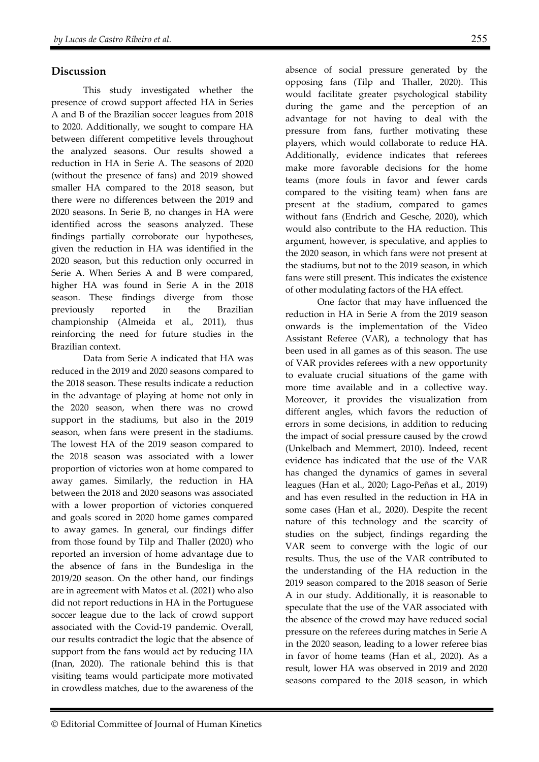## Discussion

This study investigated whether the presence of crowd support affected HA in Series A and B of the Brazilian soccer leagues from 2018 to 2020. Additionally, we sought to compare HA between different competitive levels throughout the analyzed seasons. Our results showed a reduction in HA in Serie A. The seasons of 2020 (without the presence of fans) and 2019 showed smaller HA compared to the 2018 season, but there were no differences between the 2019 and 2020 seasons. In Serie B, no changes in HA were identified across the seasons analyzed. These findings partially corroborate our hypotheses, given the reduction in HA was identified in the 2020 season, but this reduction only occurred in Serie A. When Series A and B were compared, higher HA was found in Serie A in the 2018 season. These findings diverge from those previously reported in the Brazilian championship (Almeida et al., 2011), thus reinforcing the need for future studies in the Brazilian context.

Data from Serie A indicated that HA was reduced in the 2019 and 2020 seasons compared to the 2018 season. These results indicate a reduction in the advantage of playing at home not only in the 2020 season, when there was no crowd support in the stadiums, but also in the 2019 season, when fans were present in the stadiums. The lowest HA of the 2019 season compared to the 2018 season was associated with a lower proportion of victories won at home compared to away games. Similarly, the reduction in HA between the 2018 and 2020 seasons was associated with a lower proportion of victories conquered and goals scored in 2020 home games compared to away games. In general, our findings differ from those found by Tilp and Thaller (2020) who reported an inversion of home advantage due to the absence of fans in the Bundesliga in the 2019/20 season. On the other hand, our findings are in agreement with Matos et al. (2021) who also did not report reductions in HA in the Portuguese soccer league due to the lack of crowd support associated with the Covid-19 pandemic. Overall, our results contradict the logic that the absence of support from the fans would act by reducing HA (Inan, 2020). The rationale behind this is that visiting teams would participate more motivated in crowdless matches, due to the awareness of the absence of social pressure generated by the opposing fans (Tilp and Thaller, 2020). This would facilitate greater psychological stability during the game and the perception of an advantage for not having to deal with the pressure from fans, further motivating these players, which would collaborate to reduce HA. Additionally, evidence indicates that referees make more favorable decisions for the home teams (more fouls in favor and fewer cards compared to the visiting team) when fans are present at the stadium, compared to games without fans (Endrich and Gesche, 2020), which would also contribute to the HA reduction. This argument, however, is speculative, and applies to the 2020 season, in which fans were not present at the stadiums, but not to the 2019 season, in which fans were still present. This indicates the existence of other modulating factors of the HA effect.

One factor that may have influenced the reduction in HA in Serie A from the 2019 season onwards is the implementation of the Video Assistant Referee (VAR), a technology that has been used in all games as of this season. The use of VAR provides referees with a new opportunity to evaluate crucial situations of the game with more time available and in a collective way. Moreover, it provides the visualization from different angles, which favors the reduction of errors in some decisions, in addition to reducing the impact of social pressure caused by the crowd (Unkelbach and Memmert, 2010). Indeed, recent evidence has indicated that the use of the VAR has changed the dynamics of games in several leagues (Han et al., 2020; Lago-Peñas et al., 2019) and has even resulted in the reduction in HA in some cases (Han et al., 2020). Despite the recent nature of this technology and the scarcity of studies on the subject, findings regarding the VAR seem to converge with the logic of our results. Thus, the use of the VAR contributed to the understanding of the HA reduction in the 2019 season compared to the 2018 season of Serie A in our study. Additionally, it is reasonable to speculate that the use of the VAR associated with the absence of the crowd may have reduced social pressure on the referees during matches in Serie A in the 2020 season, leading to a lower referee bias in favor of home teams (Han et al., 2020). As a result, lower HA was observed in 2019 and 2020 seasons compared to the 2018 season, in which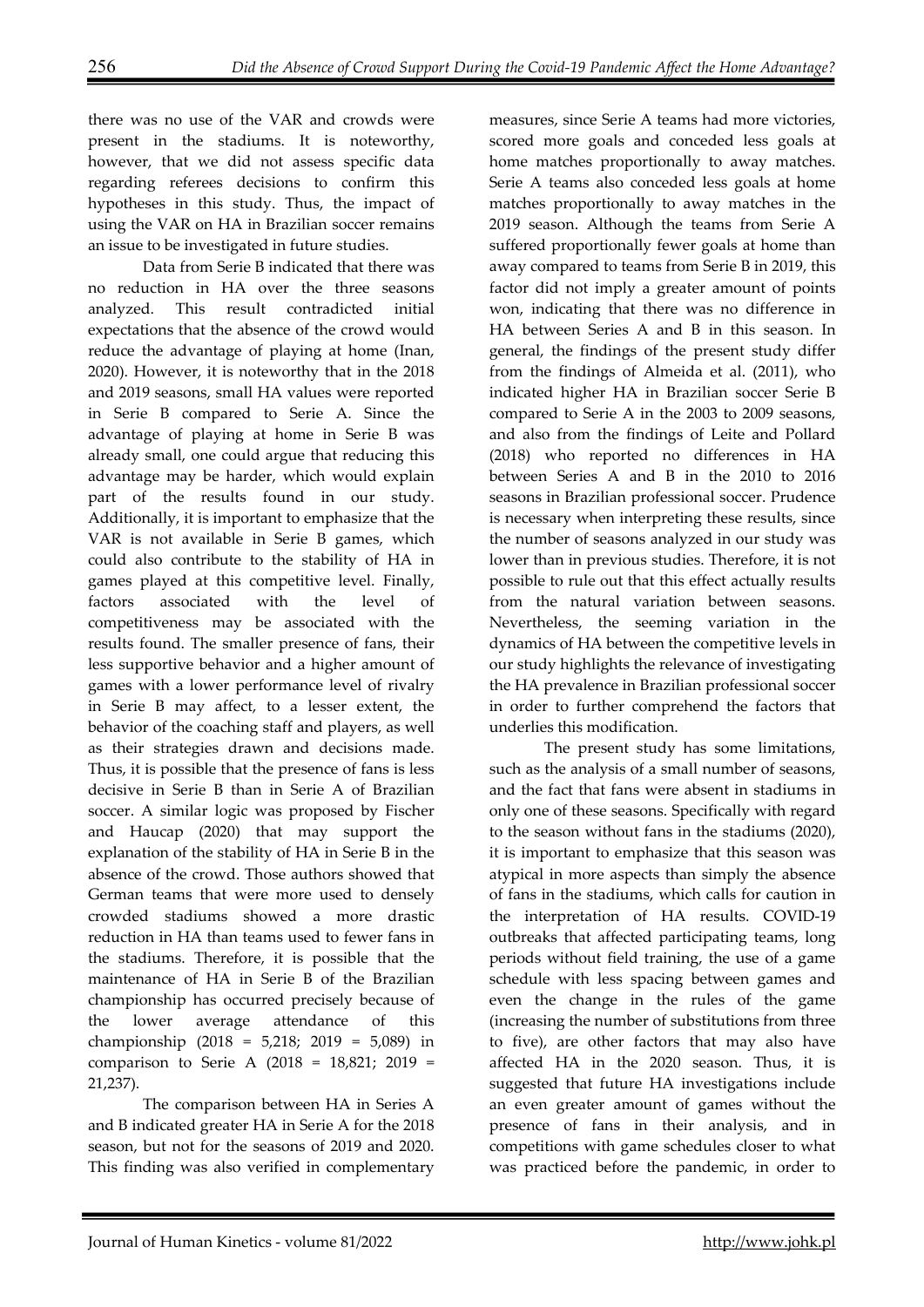there was no use of the VAR and crowds were present in the stadiums. It is noteworthy, however, that we did not assess specific data regarding referees decisions to confirm this hypotheses in this study. Thus, the impact of using the VAR on HA in Brazilian soccer remains an issue to be investigated in future studies.

Data from Serie B indicated that there was no reduction in HA over the three seasons analyzed. This result contradicted initial expectations that the absence of the crowd would reduce the advantage of playing at home (Inan, 2020). However, it is noteworthy that in the 2018 and 2019 seasons, small HA values were reported in Serie B compared to Serie A. Since the advantage of playing at home in Serie B was already small, one could argue that reducing this advantage may be harder, which would explain part of the results found in our study. Additionally, it is important to emphasize that the VAR is not available in Serie B games, which could also contribute to the stability of HA in games played at this competitive level. Finally, factors associated with the level of competitiveness may be associated with the results found. The smaller presence of fans, their less supportive behavior and a higher amount of games with a lower performance level of rivalry in Serie B may affect, to a lesser extent, the behavior of the coaching staff and players, as well as their strategies drawn and decisions made. Thus, it is possible that the presence of fans is less decisive in Serie B than in Serie A of Brazilian soccer. A similar logic was proposed by Fischer and Haucap (2020) that may support the explanation of the stability of HA in Serie B in the absence of the crowd. Those authors showed that German teams that were more used to densely crowded stadiums showed a more drastic reduction in HA than teams used to fewer fans in the stadiums. Therefore, it is possible that the maintenance of HA in Serie B of the Brazilian championship has occurred precisely because of the lower average attendance of this championship (2018 = 5,218; 2019 = 5,089) in comparison to Serie A (2018 = 18,821; 2019 = 21,237).

The comparison between HA in Series A and B indicated greater HA in Serie A for the 2018 season, but not for the seasons of 2019 and 2020. This finding was also verified in complementary measures, since Serie A teams had more victories, scored more goals and conceded less goals at home matches proportionally to away matches. Serie A teams also conceded less goals at home matches proportionally to away matches in the 2019 season. Although the teams from Serie A suffered proportionally fewer goals at home than away compared to teams from Serie B in 2019, this factor did not imply a greater amount of points won, indicating that there was no difference in HA between Series A and B in this season. In general, the findings of the present study differ from the findings of Almeida et al. (2011), who indicated higher HA in Brazilian soccer Serie B compared to Serie A in the 2003 to 2009 seasons, and also from the findings of Leite and Pollard (2018) who reported no differences in HA between Series A and B in the 2010 to 2016 seasons in Brazilian professional soccer. Prudence is necessary when interpreting these results, since the number of seasons analyzed in our study was lower than in previous studies. Therefore, it is not possible to rule out that this effect actually results from the natural variation between seasons. Nevertheless, the seeming variation in the dynamics of HA between the competitive levels in our study highlights the relevance of investigating the HA prevalence in Brazilian professional soccer in order to further comprehend the factors that underlies this modification.

The present study has some limitations, such as the analysis of a small number of seasons, and the fact that fans were absent in stadiums in only one of these seasons. Specifically with regard to the season without fans in the stadiums (2020), it is important to emphasize that this season was atypical in more aspects than simply the absence of fans in the stadiums, which calls for caution in the interpretation of HA results. COVID-19 outbreaks that affected participating teams, long periods without field training, the use of a game schedule with less spacing between games and even the change in the rules of the game (increasing the number of substitutions from three to five), are other factors that may also have affected HA in the 2020 season. Thus, it is suggested that future HA investigations include an even greater amount of games without the presence of fans in their analysis, and in competitions with game schedules closer to what was practiced before the pandemic, in order to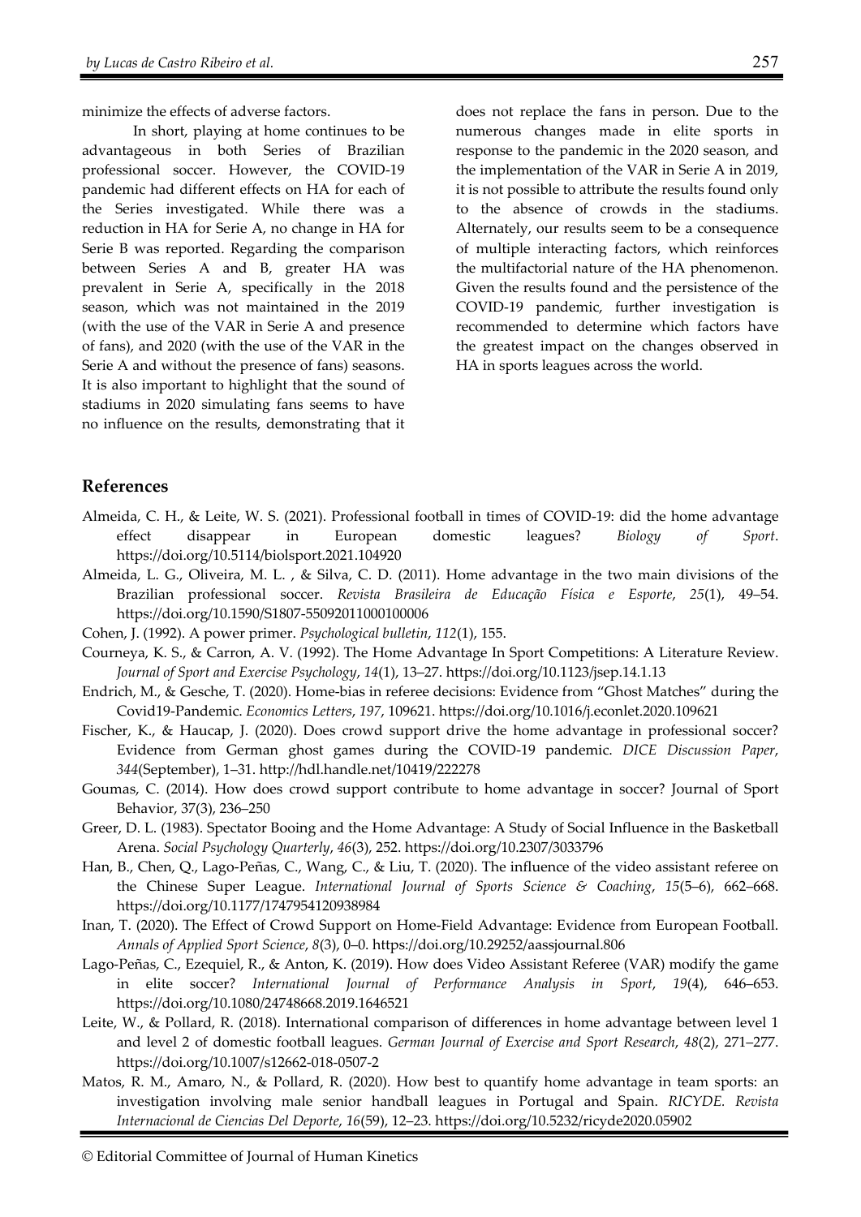minimize the effects of adverse factors.

In short, playing at home continues to be advantageous in both Series of Brazilian professional soccer. However, the COVID-19 pandemic had different effects on HA for each of the Series investigated. While there was a reduction in HA for Serie A, no change in HA for Serie B was reported. Regarding the comparison between Series A and B, greater HA was prevalent in Serie A, specifically in the 2018 season, which was not maintained in the 2019 (with the use of the VAR in Serie A and presence of fans), and 2020 (with the use of the VAR in the Serie A and without the presence of fans) seasons. It is also important to highlight that the sound of stadiums in 2020 simulating fans seems to have no influence on the results, demonstrating that it does not replace the fans in person. Due to the numerous changes made in elite sports in response to the pandemic in the 2020 season, and the implementation of the VAR in Serie A in 2019, it is not possible to attribute the results found only to the absence of crowds in the stadiums. Alternately, our results seem to be a consequence of multiple interacting factors, which reinforces the multifactorial nature of the HA phenomenon. Given the results found and the persistence of the COVID-19 pandemic, further investigation is recommended to determine which factors have the greatest impact on the changes observed in HA in sports leagues across the world.

## References

Almeida, C. H., & Leite, W. S. (2021). Professional football in times of COVID-19: did the home advantage effect disappear in European domestic leagues? *Biology of Sport*. https://doi.org/10.5114/biolsport.2021.104920

Almeida, L. G., Oliveira, M. L. , & Silva, C. D. (2011). Home advantage in the two main divisions of the Brazilian professional soccer. *Revista Brasileira de Educação Física e Esporte*, *25*(1), 49–54. https://doi.org/10.1590/S1807-55092011000100006

Cohen, J. (1992). A power primer. *Psychological bulletin*, *112*(1), 155.

Courneya, K. S., & Carron, A. V. (1992). The Home Advantage In Sport Competitions: A Literature Review. *Journal of Sport and Exercise Psychology*, *14*(1), 13–27. https://doi.org/10.1123/jsep.14.1.13

Endrich, M., & Gesche, T. (2020). Home-bias in referee decisions: Evidence from "Ghost Matches" during the Covid19-Pandemic. *Economics Letters*, *197*, 109621. https://doi.org/10.1016/j.econlet.2020.109621

Fischer, K., & Haucap, J. (2020). Does crowd support drive the home advantage in professional soccer? Evidence from German ghost games during the COVID-19 pandemic. *DICE Discussion Paper*, *344*(September), 1–31. http://hdl.handle.net/10419/222278

Goumas, C. (2014). How does crowd support contribute to home advantage in soccer? Journal of Sport Behavior, 37(3), 236–250

Greer, D. L. (1983). Spectator Booing and the Home Advantage: A Study of Social Influence in the Basketball Arena. *Social Psychology Quarterly*, *46*(3), 252. https://doi.org/10.2307/3033796

Han, B., Chen, Q., Lago-Peñas, C., Wang, C., & Liu, T. (2020). The influence of the video assistant referee on the Chinese Super League. *International Journal of Sports Science & Coaching*, *15*(5–6), 662–668. https://doi.org/10.1177/1747954120938984

Inan, T. (2020). The Effect of Crowd Support on Home-Field Advantage: Evidence from European Football. *Annals of Applied Sport Science*, *8*(3), 0–0. https://doi.org/10.29252/aassjournal.806

Lago-Peñas, C., Ezequiel, R., & Anton, K. (2019). How does Video Assistant Referee (VAR) modify the game in elite soccer? *International Journal of Performance Analysis in Sport*, *19*(4), 646–653. https://doi.org/10.1080/24748668.2019.1646521

Leite, W., & Pollard, R. (2018). International comparison of differences in home advantage between level 1 and level 2 of domestic football leagues. *German Journal of Exercise and Sport Research*, *48*(2), 271–277. https://doi.org/10.1007/s12662-018-0507-2

Matos, R. M., Amaro, N., & Pollard, R. (2020). How best to quantify home advantage in team sports: an investigation involving male senior handball leagues in Portugal and Spain. *RICYDE. Revista Internacional de Ciencias Del Deporte*, *16*(59), 12–23. https://doi.org/10.5232/ricyde2020.05902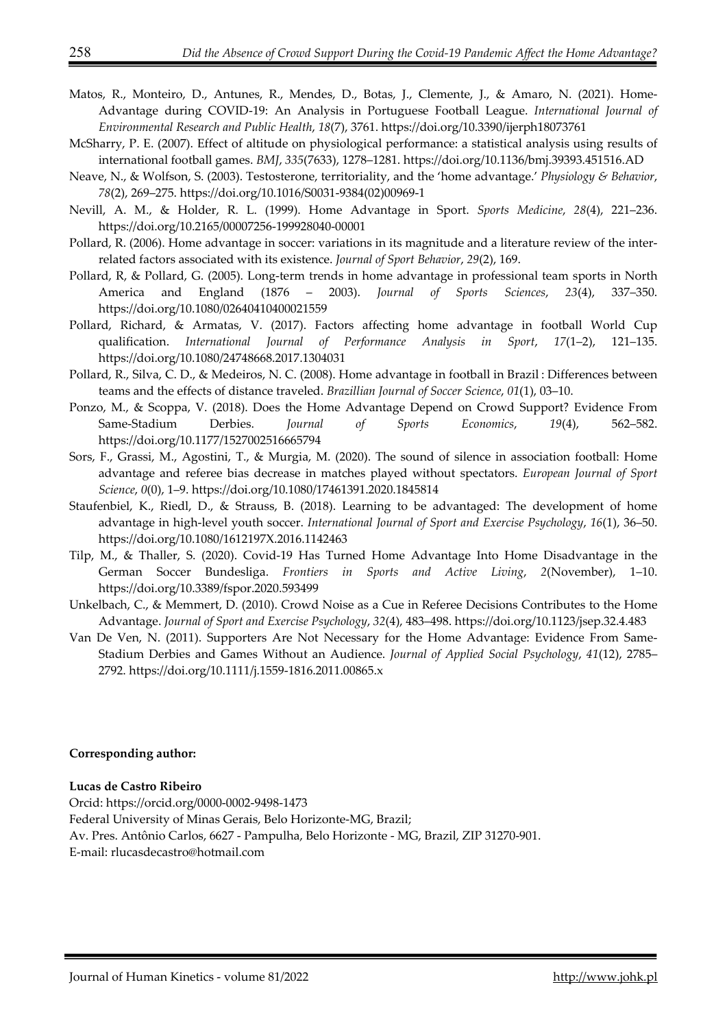Matos, R., Monteiro, D., Antunes, R., Mendes, D., Botas, J., Clemente, J., & Amaro, N. (2021). Home-Advantage during COVID-19: An Analysis in Portuguese Football League. *International Journal of Environmental Research and Public Health*, *18*(7), 3761. https://doi.org/10.3390/ijerph18073761

McSharry, P. E. (2007). Effect of altitude on physiological performance: a statistical analysis using results of international football games. *BMJ*, *335*(7633), 1278–1281. https://doi.org/10.1136/bmj.39393.451516.AD

Neave, N., & Wolfson, S. (2003). Testosterone, territoriality, and the 'home advantage.' *Physiology & Behavior*, *78*(2), 269–275. https://doi.org/10.1016/S0031-9384(02)00969-1

Nevill, A. M., & Holder, R. L. (1999). Home Advantage in Sport. *Sports Medicine*, *28*(4), 221–236. https://doi.org/10.2165/00007256-199928040-00001

Pollard, R. (2006). Home advantage in soccer: variations in its magnitude and a literature review of the inter-related factors associated with its existence. *Journal of Sport Behavior*, *29*(2), 169.

Pollard, R, & Pollard, G. (2005). Long-term trends in home advantage in professional team sports in North America and England (1876 – 2003). *Journal of Sports Sciences*, *23*(4), 337–350. https://doi.org/10.1080/02640410400021559

Pollard, Richard, & Armatas, V. (2017). Factors affecting home advantage in football World Cup qualification. *International Journal of Performance Analysis in Sport*, *17*(1–2), 121–135. https://doi.org/10.1080/24748668.2017.1304031

Pollard, R., Silva, C. D., & Medeiros, N. C. (2008). Home advantage in football in Brazil : Differences between teams and the effects of distance traveled. *Brazillian Journal of Soccer Science*, *01*(1), 03–10.

Ponzo, M., & Scoppa, V. (2018). Does the Home Advantage Depend on Crowd Support? Evidence From Same-Stadium Derbies. *Journal of Sports Economics*, *19*(4), 562–582. https://doi.org/10.1177/1527002516665794

Sors, F., Grassi, M., Agostini, T., & Murgia, M. (2020). The sound of silence in association football: Home advantage and referee bias decrease in matches played without spectators. *European Journal of Sport Science*, *0*(0), 1–9. https://doi.org/10.1080/17461391.2020.1845814

Staufenbiel, K., Riedl, D., & Strauss, B. (2018). Learning to be advantaged: The development of home advantage in high-level youth soccer. *International Journal of Sport and Exercise Psychology*, *16*(1), 36–50. https://doi.org/10.1080/1612197X.2016.1142463

Tilp, M., & Thaller, S. (2020). Covid-19 Has Turned Home Advantage Into Home Disadvantage in the German Soccer Bundesliga. *Frontiers in Sports and Active Living*, *2*(November), 1–10. https://doi.org/10.3389/fspor.2020.593499

Unkelbach, C., & Memmert, D. (2010). Crowd Noise as a Cue in Referee Decisions Contributes to the Home Advantage. *Journal of Sport and Exercise Psychology*, *32*(4), 483–498. https://doi.org/10.1123/jsep.32.4.483

Van De Ven, N. (2011). Supporters Are Not Necessary for the Home Advantage: Evidence From Same-Stadium Derbies and Games Without an Audience. *Journal of Applied Social Psychology*, *41*(12), 2785–2792. https://doi.org/10.1111/j.1559-1816.2011.00865.x

**Corresponding author:**

**Lucas de Castro Ribeiro**

Orcid: https://orcid.org/0000-0002-9498-1473

Federal University of Minas Gerais, Belo Horizonte-MG, Brazil;

Av. Pres. Antônio Carlos, 6627 - Pampulha, Belo Horizonte - MG, Brazil, ZIP 31270-901.

E-mail: rlucasdecastro@hotmail.com